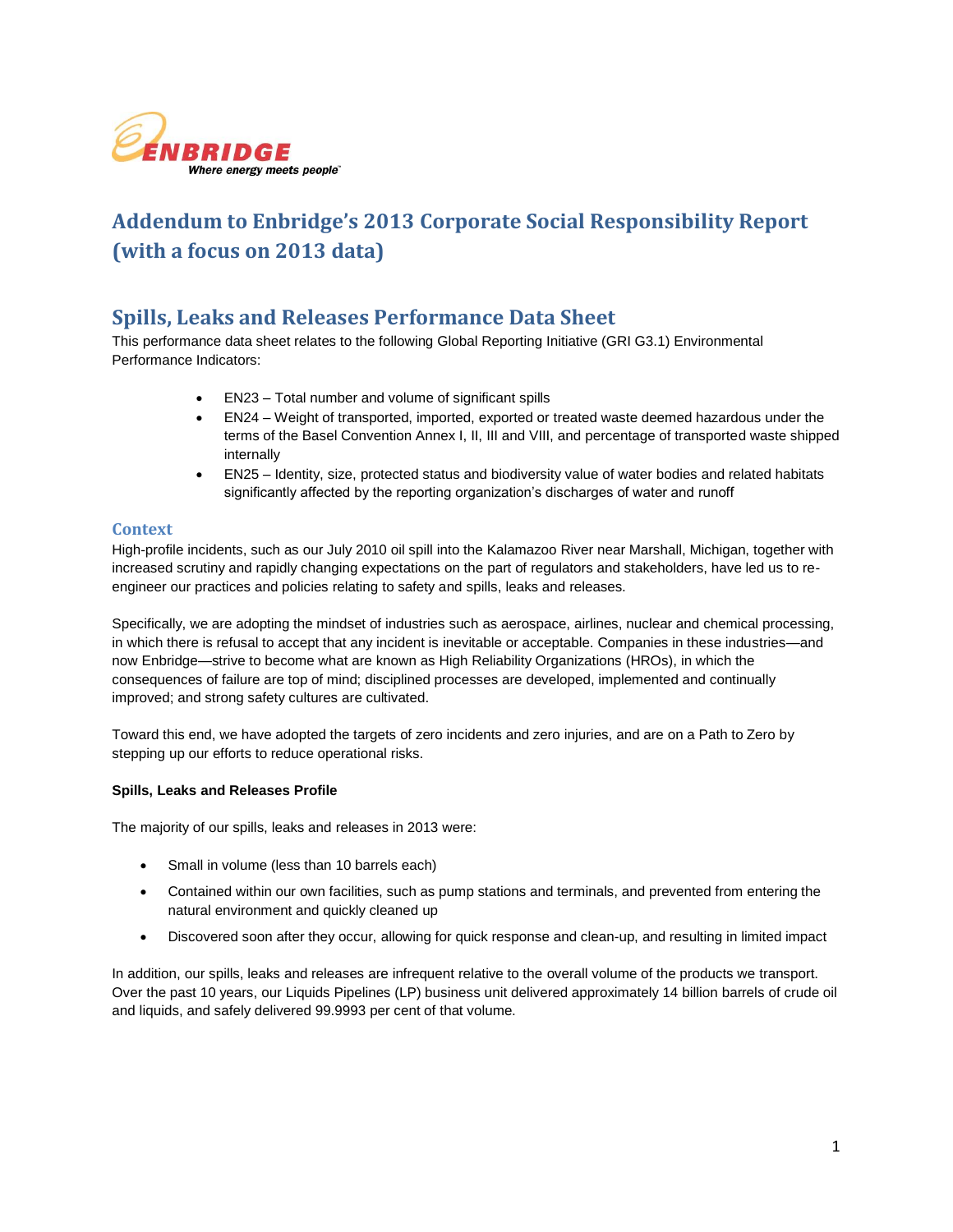ENBRIDGE

*Where energy meets people*

# Addendum to Enbridge's 2013 Corporate Social Responsibility Report (with a focus on 2013 data)

## Spills, Leaks and Releases Performance Data Sheet

This performance data sheet relates to the following Global Reporting Initiative (GRI G3.1) Environmental Performance Indicators:

- EN23 – Total number and volume of significant spills
- EN24 – Weight of transported, imported, exported or treated waste deemed hazardous under the terms of the Basel Convention Annex I, II, III and VIII, and percentage of transported waste shipped internally
- EN25 – Identity, size, protected status and biodiversity value of water bodies and related habitats significantly affected by the reporting organization's discharges of water and runoff

### Context

High-profile incidents, such as our July 2010 oil spill into the Kalamazoo River near Marshall, Michigan, together with increased scrutiny and rapidly changing expectations on the part of regulators and stakeholders, have led us to re-engineer our practices and policies relating to safety and spills, leaks and releases.

Specifically, we are adopting the mindset of industries such as aerospace, airlines, nuclear and chemical processing, in which there is refusal to accept that any incident is inevitable or acceptable. Companies in these industries—and now Enbridge—strive to become what are known as High Reliability Organizations (HROs), in which the consequences of failure are top of mind; disciplined processes are developed, implemented and continually improved; and strong safety cultures are cultivated.

Toward this end, we have adopted the targets of zero incidents and zero injuries, and are on a Path to Zero by stepping up our efforts to reduce operational risks.

**Spills, Leaks and Releases Profile**

The majority of our spills, leaks and releases in 2013 were:

- Small in volume (less than 10 barrels each)
- Contained within our own facilities, such as pump stations and terminals, and prevented from entering the natural environment and quickly cleaned up
- Discovered soon after they occur, allowing for quick response and clean-up, and resulting in limited impact

In addition, our spills, leaks and releases are infrequent relative to the overall volume of the products we transport. Over the past 10 years, our Liquids Pipelines (LP) business unit delivered approximately 14 billion barrels of crude oil and liquids, and safely delivered 99.9993 per cent of that volume.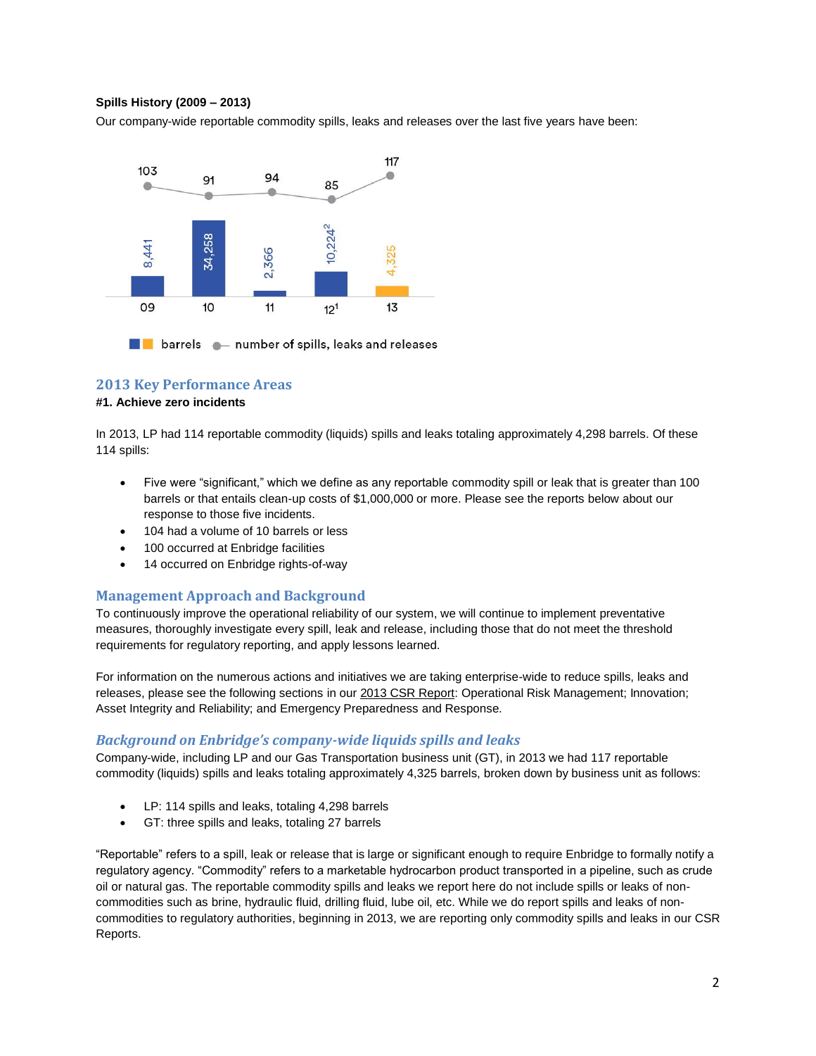**Spills History (2009 – 2013)**

Our company-wide reportable commodity spills, leaks and releases over the last five years have been:

| Year | Barrels | Number of spills, leaks and releases |
|---|---|---|
| 09 | 8,441 | 103 |
| 10 | 34,258 | 91 |
| 11 | 2,366 | 94 |
| 12[1] | 10,224[2] | 85 |
| 13 | 4,325 | 117 |

## 2013 Key Performance Areas

**#1. Achieve zero incidents**

In 2013, LP had 114 reportable commodity (liquids) spills and leaks totaling approximately 4,298 barrels. Of these 114 spills:

- Five were "significant," which we define as any reportable commodity spill or leak that is greater than 100 barrels or that entails clean-up costs of $1,000,000 or more. Please see the reports below about our response to those five incidents.
- 104 had a volume of 10 barrels or less
- 100 occurred at Enbridge facilities
- 14 occurred on Enbridge rights-of-way

## Management Approach and Background

To continuously improve the operational reliability of our system, we will continue to implement preventative measures, thoroughly investigate every spill, leak and release, including those that do not meet the threshold requirements for regulatory reporting, and apply lessons learned.

For information on the numerous actions and initiatives we are taking enterprise-wide to reduce spills, leaks and releases, please see the following sections in our 2013 CSR Report: Operational Risk Management; Innovation; Asset Integrity and Reliability; and Emergency Preparedness and Response.

### *Background on Enbridge's company-wide liquids spills and leaks*

Company-wide, including LP and our Gas Transportation business unit (GT), in 2013 we had 117 reportable commodity (liquids) spills and leaks totaling approximately 4,325 barrels, broken down by business unit as follows:

- LP: 114 spills and leaks, totaling 4,298 barrels
- GT: three spills and leaks, totaling 27 barrels

"Reportable" refers to a spill, leak or release that is large or significant enough to require Enbridge to formally notify a regulatory agency. "Commodity" refers to a marketable hydrocarbon product transported in a pipeline, such as crude oil or natural gas. The reportable commodity spills and leaks we report here do not include spills or leaks of non-commodities such as brine, hydraulic fluid, drilling fluid, lube oil, etc. While we do report spills and leaks of non-commodities to regulatory authorities, beginning in 2013, we are reporting only commodity spills and leaks in our CSR Reports.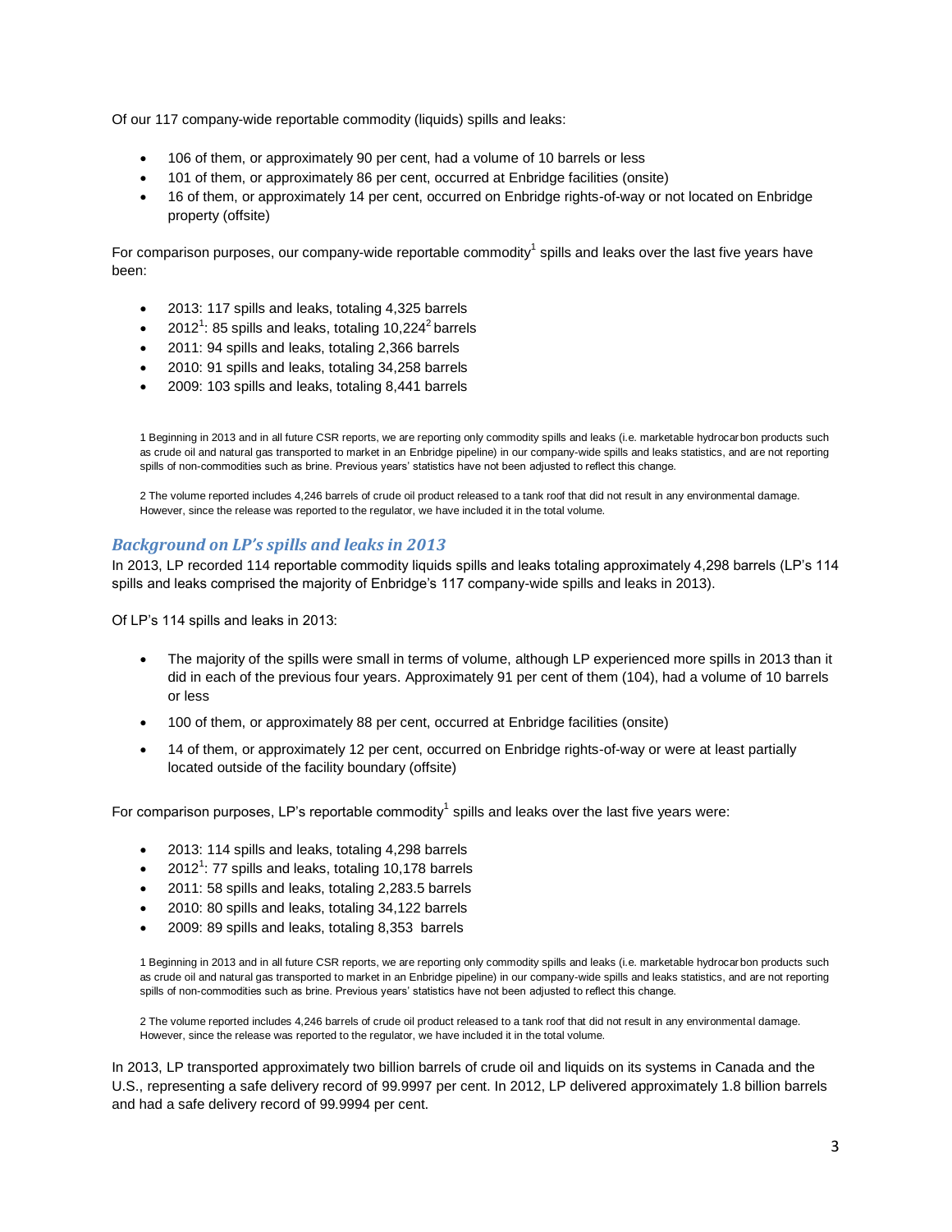Of our 117 company-wide reportable commodity (liquids) spills and leaks:

- 106 of them, or approximately 90 per cent, had a volume of 10 barrels or less
- 101 of them, or approximately 86 per cent, occurred at Enbridge facilities (onsite)
- 16 of them, or approximately 14 per cent, occurred on Enbridge rights-of-way or not located on Enbridge property (offsite)

For comparison purposes, our company-wide reportable commodity[1] spills and leaks over the last five years have been:

- 2013: 117 spills and leaks, totaling 4,325 barrels
- 2012[1]: 85 spills and leaks, totaling 10,224[2] barrels
- 2011: 94 spills and leaks, totaling 2,366 barrels
- 2010: 91 spills and leaks, totaling 34,258 barrels
- 2009: 103 spills and leaks, totaling 8,441 barrels

1 Beginning in 2013 and in all future CSR reports, we are reporting only commodity spills and leaks (i.e. marketable hydrocarbon products such as crude oil and natural gas transported to market in an Enbridge pipeline) in our company-wide spills and leaks statistics, and are not reporting spills of non-commodities such as brine. Previous years' statistics have not been adjusted to reflect this change.

2 The volume reported includes 4,246 barrels of crude oil product released to a tank roof that did not result in any environmental damage. However, since the release was reported to the regulator, we have included it in the total volume.

### *Background on LP's spills and leaks in 2013*

In 2013, LP recorded 114 reportable commodity liquids spills and leaks totaling approximately 4,298 barrels (LP's 114 spills and leaks comprised the majority of Enbridge's 117 company-wide spills and leaks in 2013).

Of LP's 114 spills and leaks in 2013:

- The majority of the spills were small in terms of volume, although LP experienced more spills in 2013 than it did in each of the previous four years. Approximately 91 per cent of them (104), had a volume of 10 barrels or less
- 100 of them, or approximately 88 per cent, occurred at Enbridge facilities (onsite)
- 14 of them, or approximately 12 per cent, occurred on Enbridge rights-of-way or were at least partially located outside of the facility boundary (offsite)

For comparison purposes, LP's reportable commodity[1] spills and leaks over the last five years were:

- 2013: 114 spills and leaks, totaling 4,298 barrels
- 2012[1]: 77 spills and leaks, totaling 10,178 barrels
- 2011: 58 spills and leaks, totaling 2,283.5 barrels
- 2010: 80 spills and leaks, totaling 34,122 barrels
- 2009: 89 spills and leaks, totaling 8,353 barrels

1 Beginning in 2013 and in all future CSR reports, we are reporting only commodity spills and leaks (i.e. marketable hydrocarbon products such as crude oil and natural gas transported to market in an Enbridge pipeline) in our company-wide spills and leaks statistics, and are not reporting spills of non-commodities such as brine. Previous years' statistics have not been adjusted to reflect this change.

2 The volume reported includes 4,246 barrels of crude oil product released to a tank roof that did not result in any environmental damage. However, since the release was reported to the regulator, we have included it in the total volume.

In 2013, LP transported approximately two billion barrels of crude oil and liquids on its systems in Canada and the U.S., representing a safe delivery record of 99.9997 per cent. In 2012, LP delivered approximately 1.8 billion barrels and had a safe delivery record of 99.9994 per cent.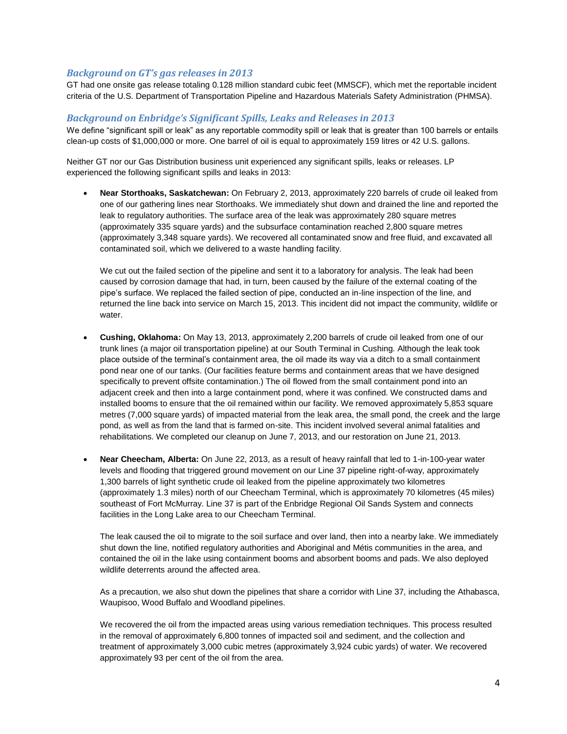### *Background on GT's gas releases in 2013*

GT had one onsite gas release totaling 0.128 million standard cubic feet (MMSCF), which met the reportable incident criteria of the U.S. Department of Transportation Pipeline and Hazardous Materials Safety Administration (PHMSA).

### *Background on Enbridge's Significant Spills, Leaks and Releases in 2013*

We define "significant spill or leak" as any reportable commodity spill or leak that is greater than 100 barrels or entails clean-up costs of $1,000,000 or more. One barrel of oil is equal to approximately 159 litres or 42 U.S. gallons.

Neither GT nor our Gas Distribution business unit experienced any significant spills, leaks or releases. LP experienced the following significant spills and leaks in 2013:

- **Near Storthoaks, Saskatchewan:** On February 2, 2013, approximately 220 barrels of crude oil leaked from one of our gathering lines near Storthoaks. We immediately shut down and drained the line and reported the leak to regulatory authorities. The surface area of the leak was approximately 280 square metres (approximately 335 square yards) and the subsurface contamination reached 2,800 square metres (approximately 3,348 square yards). We recovered all contaminated snow and free fluid, and excavated all contaminated soil, which we delivered to a waste handling facility.

  We cut out the failed section of the pipeline and sent it to a laboratory for analysis. The leak had been caused by corrosion damage that had, in turn, been caused by the failure of the external coating of the pipe's surface. We replaced the failed section of pipe, conducted an in-line inspection of the line, and returned the line back into service on March 15, 2013. This incident did not impact the community, wildlife or water.

- **Cushing, Oklahoma:** On May 13, 2013, approximately 2,200 barrels of crude oil leaked from one of our trunk lines (a major oil transportation pipeline) at our South Terminal in Cushing. Although the leak took place outside of the terminal's containment area, the oil made its way via a ditch to a small containment pond near one of our tanks. (Our facilities feature berms and containment areas that we have designed specifically to prevent offsite contamination.) The oil flowed from the small containment pond into an adjacent creek and then into a large containment pond, where it was confined. We constructed dams and installed booms to ensure that the oil remained within our facility. We removed approximately 5,853 square metres (7,000 square yards) of impacted material from the leak area, the small pond, the creek and the large pond, as well as from the land that is farmed on-site. This incident involved several animal fatalities and rehabilitations. We completed our cleanup on June 7, 2013, and our restoration on June 21, 2013.

- **Near Cheecham, Alberta:** On June 22, 2013, as a result of heavy rainfall that led to 1-in-100-year water levels and flooding that triggered ground movement on our Line 37 pipeline right-of-way, approximately 1,300 barrels of light synthetic crude oil leaked from the pipeline approximately two kilometres (approximately 1.3 miles) north of our Cheecham Terminal, which is approximately 70 kilometres (45 miles) southeast of Fort McMurray. Line 37 is part of the Enbridge Regional Oil Sands System and connects facilities in the Long Lake area to our Cheecham Terminal.

  The leak caused the oil to migrate to the soil surface and over land, then into a nearby lake. We immediately shut down the line, notified regulatory authorities and Aboriginal and Métis communities in the area, and contained the oil in the lake using containment booms and absorbent booms and pads. We also deployed wildlife deterrents around the affected area.

  As a precaution, we also shut down the pipelines that share a corridor with Line 37, including the Athabasca, Waupisoo, Wood Buffalo and Woodland pipelines.

  We recovered the oil from the impacted areas using various remediation techniques. This process resulted in the removal of approximately 6,800 tonnes of impacted soil and sediment, and the collection and treatment of approximately 3,000 cubic metres (approximately 3,924 cubic yards) of water. We recovered approximately 93 per cent of the oil from the area.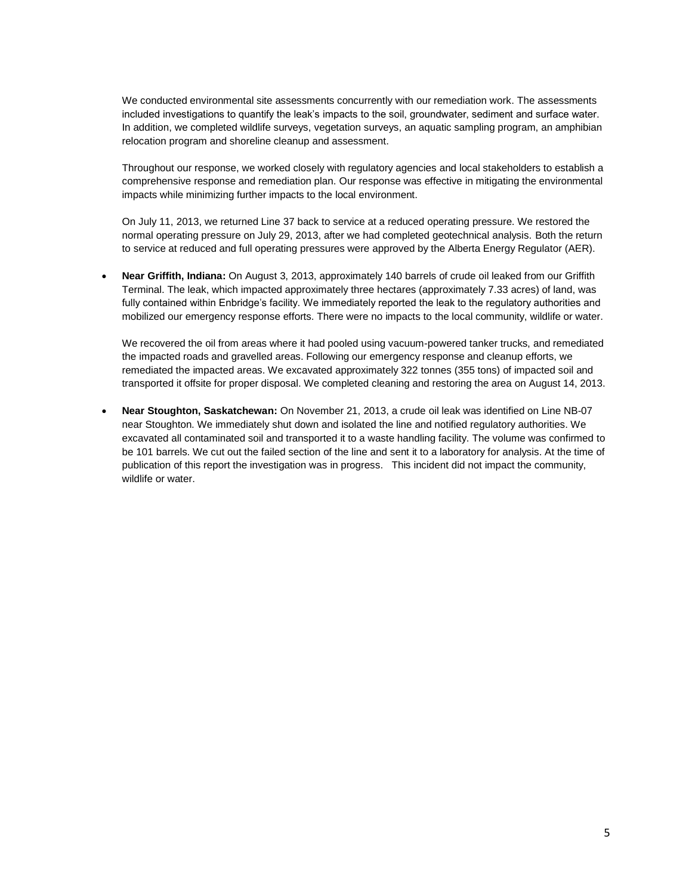We conducted environmental site assessments concurrently with our remediation work. The assessments included investigations to quantify the leak's impacts to the soil, groundwater, sediment and surface water. In addition, we completed wildlife surveys, vegetation surveys, an aquatic sampling program, an amphibian relocation program and shoreline cleanup and assessment.

Throughout our response, we worked closely with regulatory agencies and local stakeholders to establish a comprehensive response and remediation plan. Our response was effective in mitigating the environmental impacts while minimizing further impacts to the local environment.

On July 11, 2013, we returned Line 37 back to service at a reduced operating pressure. We restored the normal operating pressure on July 29, 2013, after we had completed geotechnical analysis. Both the return to service at reduced and full operating pressures were approved by the Alberta Energy Regulator (AER).

- **Near Griffith, Indiana:** On August 3, 2013, approximately 140 barrels of crude oil leaked from our Griffith Terminal. The leak, which impacted approximately three hectares (approximately 7.33 acres) of land, was fully contained within Enbridge's facility. We immediately reported the leak to the regulatory authorities and mobilized our emergency response efforts. There were no impacts to the local community, wildlife or water.

  We recovered the oil from areas where it had pooled using vacuum-powered tanker trucks, and remediated the impacted roads and gravelled areas. Following our emergency response and cleanup efforts, we remediated the impacted areas. We excavated approximately 322 tonnes (355 tons) of impacted soil and transported it offsite for proper disposal. We completed cleaning and restoring the area on August 14, 2013.

- **Near Stoughton, Saskatchewan:** On November 21, 2013, a crude oil leak was identified on Line NB-07 near Stoughton. We immediately shut down and isolated the line and notified regulatory authorities. We excavated all contaminated soil and transported it to a waste handling facility. The volume was confirmed to be 101 barrels. We cut out the failed section of the line and sent it to a laboratory for analysis. At the time of publication of this report the investigation was in progress. This incident did not impact the community, wildlife or water.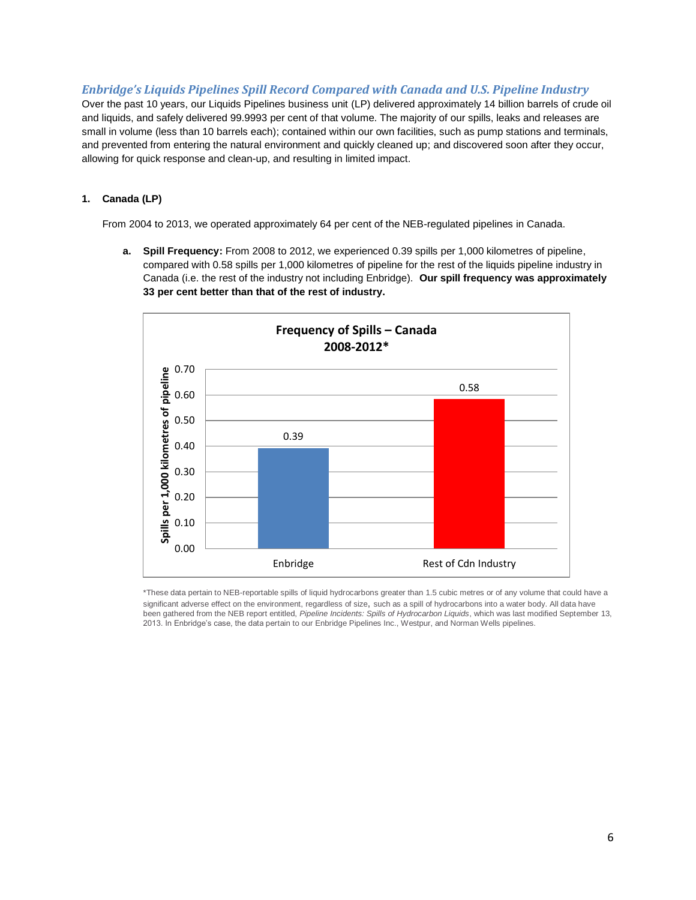## *Enbridge's Liquids Pipelines Spill Record Compared with Canada and U.S. Pipeline Industry*

Over the past 10 years, our Liquids Pipelines business unit (LP) delivered approximately 14 billion barrels of crude oil and liquids, and safely delivered 99.9993 per cent of that volume. The majority of our spills, leaks and releases are small in volume (less than 10 barrels each); contained within our own facilities, such as pump stations and terminals, and prevented from entering the natural environment and quickly cleaned up; and discovered soon after they occur, allowing for quick response and clean-up, and resulting in limited impact.

### 1. Canada (LP)

From 2004 to 2013, we operated approximately 64 per cent of the NEB-regulated pipelines in Canada.

a. **Spill Frequency:** From 2008 to 2012, we experienced 0.39 spills per 1,000 kilometres of pipeline, compared with 0.58 spills per 1,000 kilometres of pipeline for the rest of the liquids pipeline industry in Canada (i.e. the rest of the industry not including Enbridge). **Our spill frequency was approximately 33 per cent better than that of the rest of industry.**

**Frequency of Spills – Canada 2008-2012***

| | Spills per 1,000 kilometres of pipeline |
|---|---|
| Enbridge | 0.39 |
| Rest of Cdn Industry | 0.58 |

*These data pertain to NEB-reportable spills of liquid hydrocarbons greater than 1.5 cubic metres or of any volume that could have a significant adverse effect on the environment, regardless of size, such as a spill of hydrocarbons into a water body. All data have been gathered from the NEB report entitled, *Pipeline Incidents: Spills of Hydrocarbon Liquids*, which was last modified September 13, 2013. In Enbridge's case, the data pertain to our Enbridge Pipelines Inc., Westpur, and Norman Wells pipelines.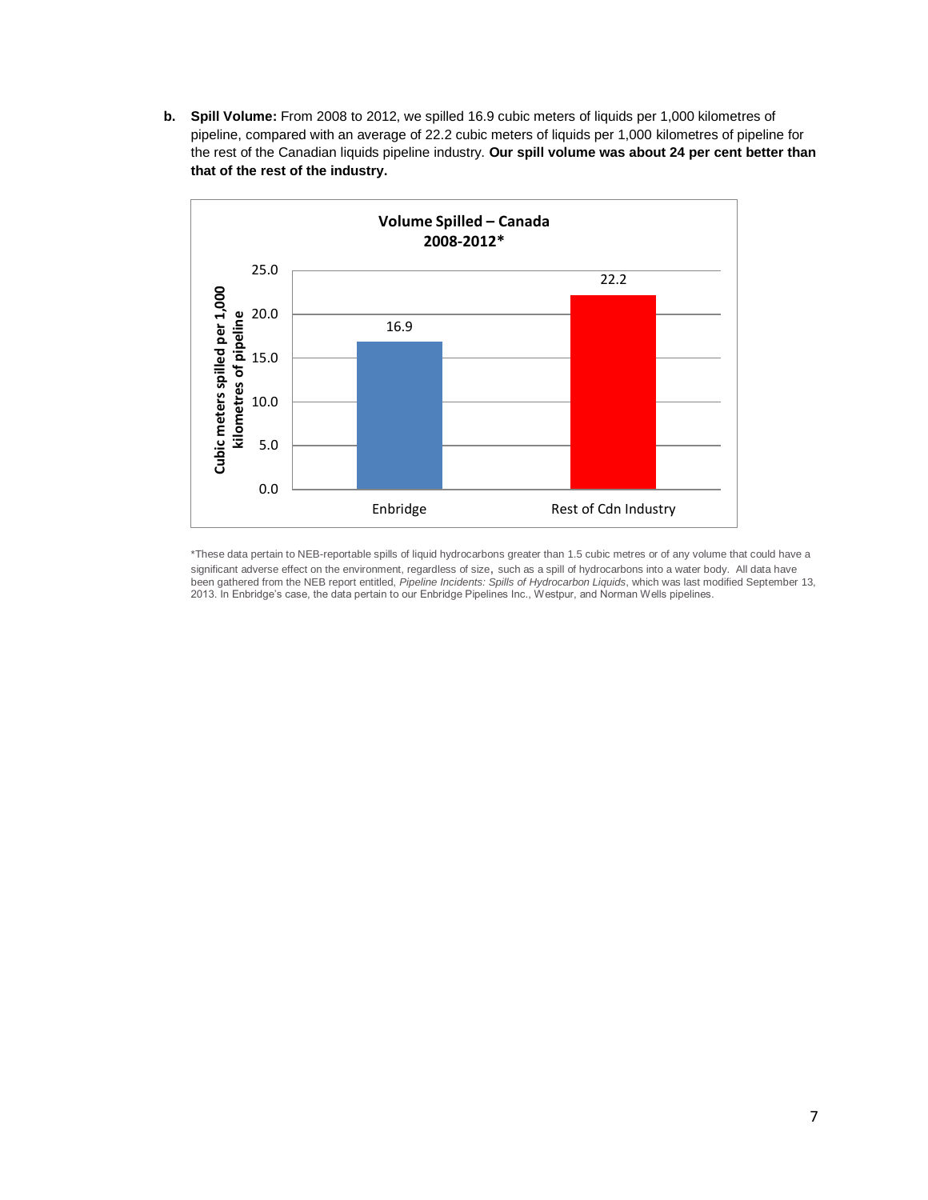**b. Spill Volume:** From 2008 to 2012, we spilled 16.9 cubic meters of liquids per 1,000 kilometres of pipeline, compared with an average of 22.2 cubic meters of liquids per 1,000 kilometres of pipeline for the rest of the Canadian liquids pipeline industry. **Our spill volume was about 24 per cent better than that of the rest of the industry.**

**Volume Spilled – Canada 2008-2012***

| | Cubic meters spilled per 1,000 kilometres of pipeline |
|---|---|
| Enbridge | 16.9 |
| Rest of Cdn Industry | 22.2 |

*These data pertain to NEB-reportable spills of liquid hydrocarbons greater than 1.5 cubic metres or of any volume that could have a significant adverse effect on the environment, regardless of size, such as a spill of hydrocarbons into a water body. All data have been gathered from the NEB report entitled, *Pipeline Incidents: Spills of Hydrocarbon Liquids*, which was last modified September 13, 2013. In Enbridge's case, the data pertain to our Enbridge Pipelines Inc., Westpur, and Norman Wells pipelines.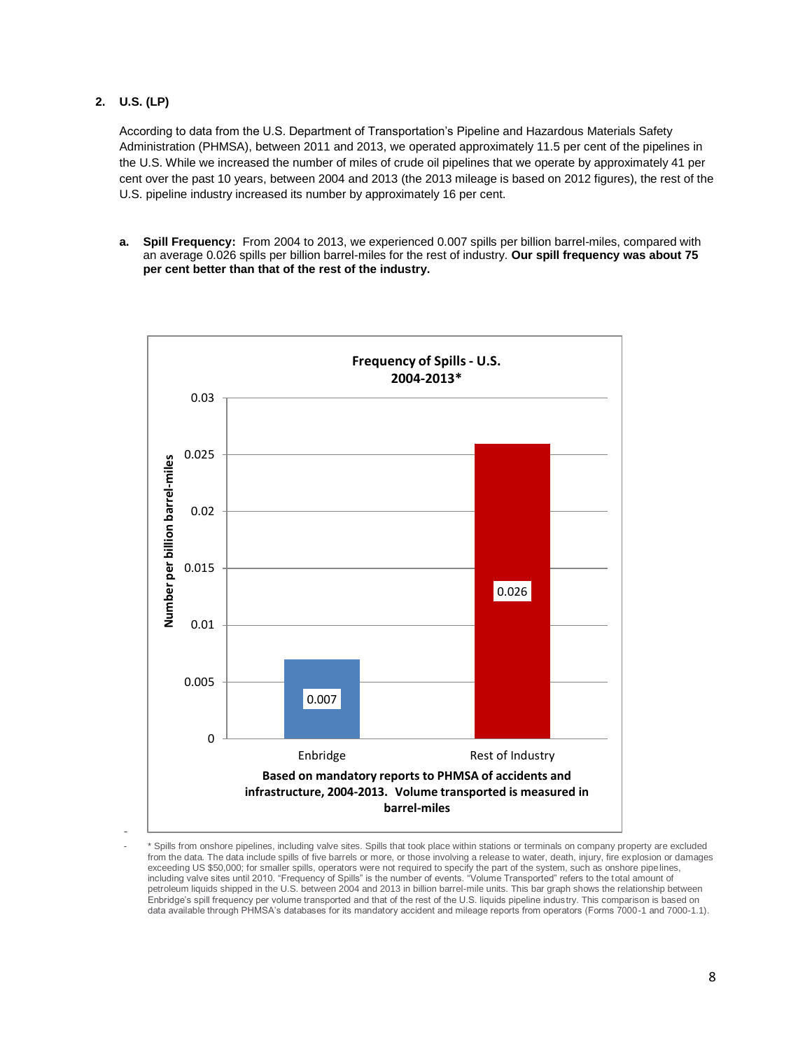## 2. U.S. (LP)

According to data from the U.S. Department of Transportation's Pipeline and Hazardous Materials Safety Administration (PHMSA), between 2011 and 2013, we operated approximately 11.5 per cent of the pipelines in the U.S. While we increased the number of miles of crude oil pipelines that we operate by approximately 41 per cent over the past 10 years, between 2004 and 2013 (the 2013 mileage is based on 2012 figures), the rest of the U.S. pipeline industry increased its number by approximately 16 per cent.

**a. Spill Frequency:** From 2004 to 2013, we experienced 0.007 spills per billion barrel-miles, compared with an average 0.026 spills per billion barrel-miles for the rest of industry. **Our spill frequency was about 75 per cent better than that of the rest of the industry.**

**Frequency of Spills - U.S. 2004-2013***

| | Number per billion barrel-miles |
|---|---|
| Enbridge | 0.007 |
| Rest of Industry | 0.026 |

**Based on mandatory reports to PHMSA of accidents and infrastructure, 2004-2013. Volume transported is measured in barrel-miles**

\* Spills from onshore pipelines, including valve sites. Spills that took place within stations or terminals on company property are excluded from the data. The data include spills of five barrels or more, or those involving a release to water, death, injury, fire explosion or damages exceeding US $50,000; for smaller spills, operators were not required to specify the part of the system, such as onshore pipelines, including valve sites until 2010. "Frequency of Spills" is the number of events. "Volume Transported" refers to the total amount of petroleum liquids shipped in the U.S. between 2004 and 2013 in billion barrel-mile units. This bar graph shows the relationship between Enbridge's spill frequency per volume transported and that of the rest of the U.S. liquids pipeline industry. This comparison is based on data available through PHMSA's databases for its mandatory accident and mileage reports from operators (Forms 7000-1 and 7000-1.1).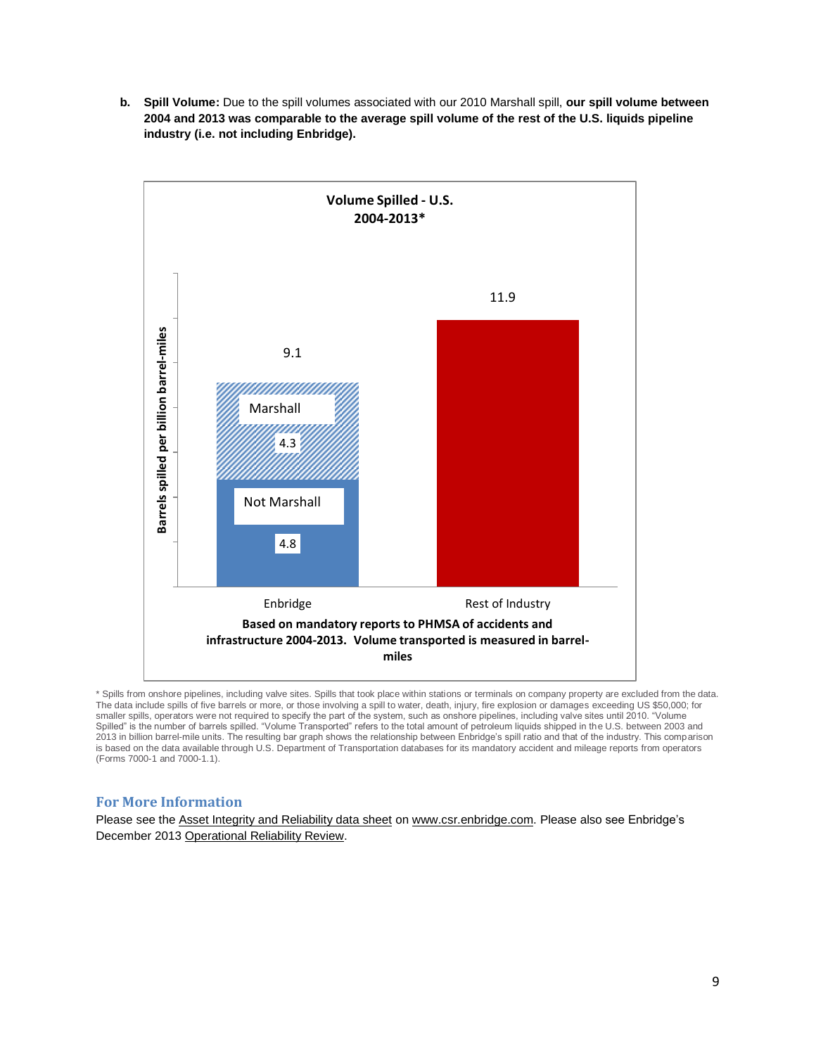**b. Spill Volume:** Due to the spill volumes associated with our 2010 Marshall spill, **our spill volume between 2004 and 2013 was comparable to the average spill volume of the rest of the U.S. liquids pipeline industry (i.e. not including Enbridge).**

**Volume Spilled - U.S.**
**2004-2013***

Barrels spilled per billion barrel-miles

9.1

Marshall

4.3

Not Marshall

4.8

11.9

Enbridge

Rest of Industry

**Based on mandatory reports to PHMSA of accidents and infrastructure 2004-2013. Volume transported is measured in barrel-miles**

\* Spills from onshore pipelines, including valve sites. Spills that took place within stations or terminals on company property are excluded from the data. The data include spills of five barrels or more, or those involving a spill to water, death, injury, fire explosion or damages exceeding US $50,000; for smaller spills, operators were not required to specify the part of the system, such as onshore pipelines, including valve sites until 2010. "Volume Spilled" is the number of barrels spilled. "Volume Transported" refers to the total amount of petroleum liquids shipped in the U.S. between 2003 and 2013 in billion barrel-mile units. The resulting bar graph shows the relationship between Enbridge's spill ratio and that of the industry. This comparison is based on the data available through U.S. Department of Transportation databases for its mandatory accident and mileage reports from operators (Forms 7000-1 and 7000-1.1).

## For More Information

Please see the Asset Integrity and Reliability data sheet on www.csr.enbridge.com. Please also see Enbridge's December 2013 Operational Reliability Review.